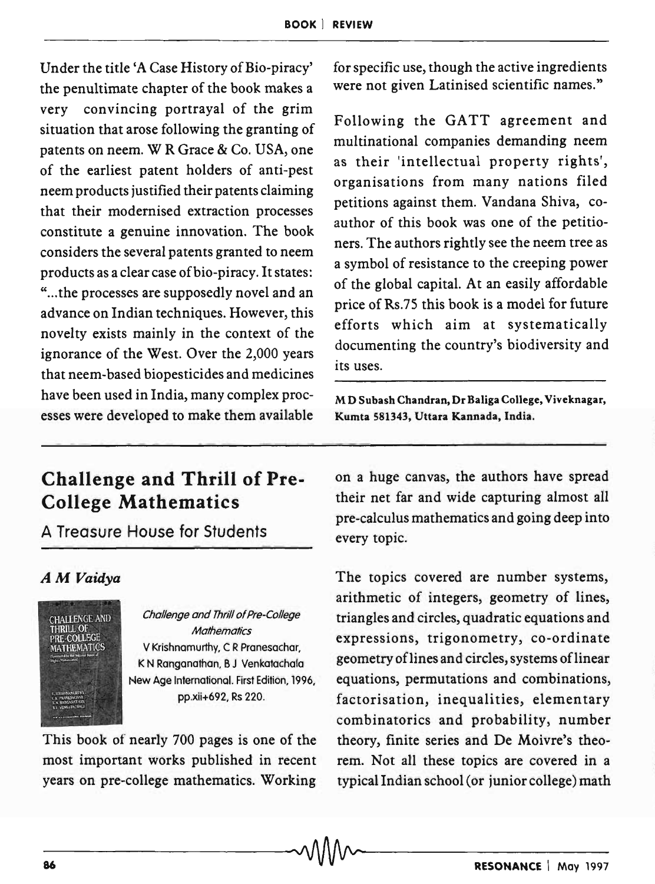Under the title 'A Case History of Bio-piracy' the penultimate chapter of the book makes a very convincing portrayal of the grim situation that arose following the granting of patents on neem. W R Grace & Co. USA, one of the earliest patent holders of anti-pest neem products justified their patents claiming that their modernised extraction processes constitute a genuine innovation. The book considers the several patents granted to neem products as a clear case of bio-piracy. It states: "...the processes are supposedly novel and an advance on Indian techniques. However, this novelty exists mainly in the context of the ignorance of the West. Over the 2,000 years that neem-based biopesticides and medicines have been used in India, many complex processes were developed to make them available for specific use, though the active ingredients were not given Latinised scientific names."

Following the GATT agreement and multinational companies demanding neem as their 'intellectual property rights', organisations from many nations filed petitions against them. Vandana Shiva, co-author of this book was one of the petitioners. The authors rightly see the neem tree as a symbol of resistance to the creeping power of the global capital. At an easily affordable price of Rs.75 this book is a model for future efforts which aim at systematically documenting the country's biodiversity and its uses.

**M D Subash Chandran, Dr Baliga College, Viveknagar, Kumta 581343, Uttara Kannada, India.**

## Challenge and Thrill of Pre-College Mathematics

### A Treasure House for Students

***A M Vaidya***

*Challenge and Thrill of Pre-College Mathematics*
V Krishnamurthy, C R Pranesachar, K N Ranganathan, B J Venkatachala
New Age International. First Edition, 1996, pp.xii+692, Rs 220.

This book of nearly 700 pages is one of the most important works published in recent years on pre-college mathematics. Working on a huge canvas, the authors have spread their net far and wide capturing almost all pre-calculus mathematics and going deep into every topic.

The topics covered are number systems, arithmetic of integers, geometry of lines, triangles and circles, quadratic equations and expressions, trigonometry, co-ordinate geometry of lines and circles, systems of linear equations, permutations and combinations, factorisation, inequalities, elementary combinatorics and probability, number theory, finite series and De Moivre's theorem. Not all these topics are covered in a typical Indian school (or junior college) math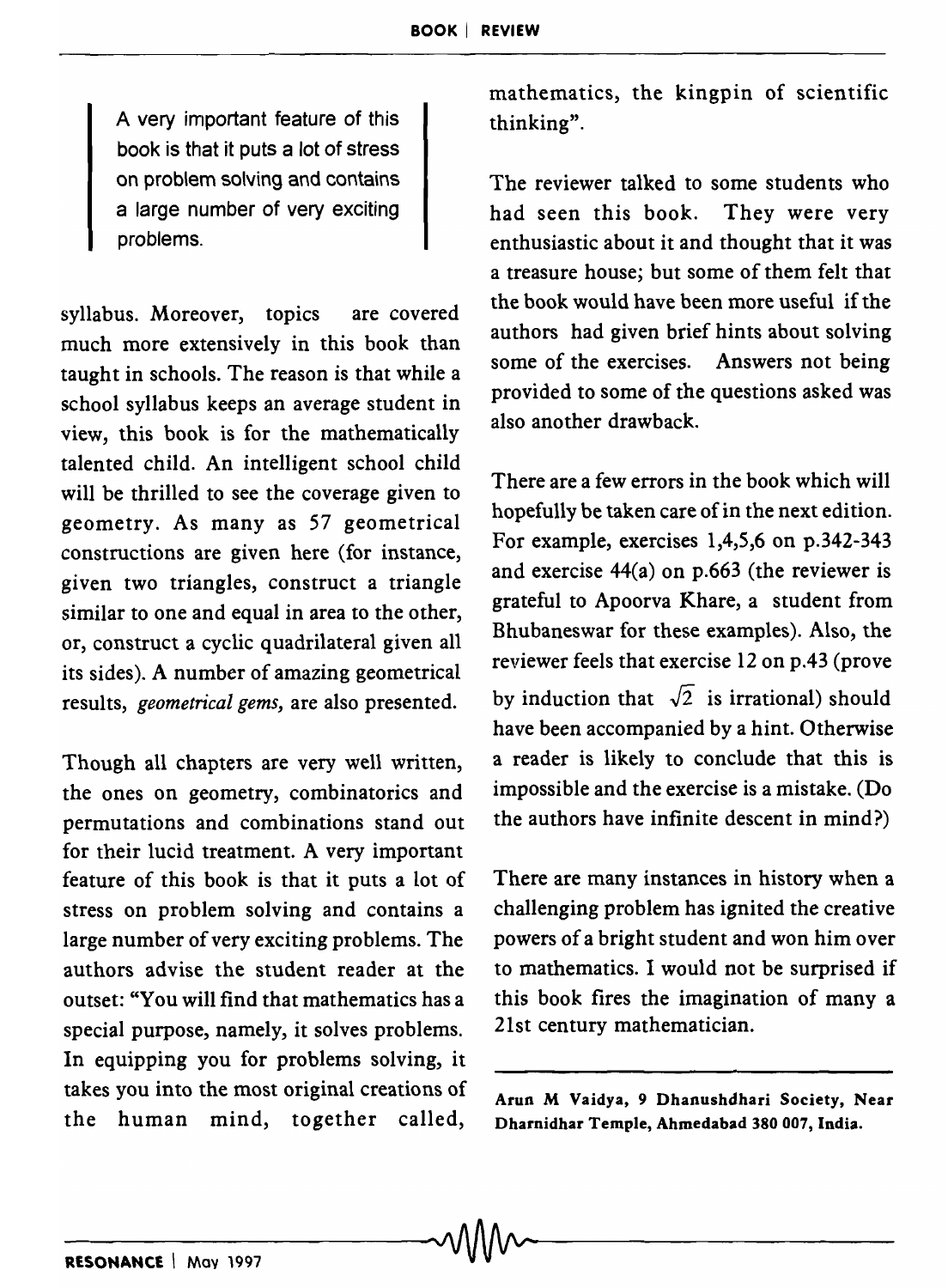> A very important feature of this book is that it puts a lot of stress on problem solving and contains a large number of very exciting problems.

syllabus. Moreover, topics are covered much more extensively in this book than taught in schools. The reason is that while a school syllabus keeps an average student in view, this book is for the mathematically talented child. An intelligent school child will be thrilled to see the coverage given to geometry. As many as 57 geometrical constructions are given here (for instance, given two triangles, construct a triangle similar to one and equal in area to the other, or, construct a cyclic quadrilateral given all its sides). A number of amazing geometrical results, *geometrical gems,* are also presented.

Though all chapters are very well written, the ones on geometry, combinatorics and permutations and combinations stand out for their lucid treatment. A very important feature of this book is that it puts a lot of stress on problem solving and contains a large number of very exciting problems. The authors advise the student reader at the outset: "You will find that mathematics has a special purpose, namely, it solves problems. In equipping you for problems solving, it takes you into the most original creations of the human mind, together called, mathematics, the kingpin of scientific thinking".

The reviewer talked to some students who had seen this book. They were very enthusiastic about it and thought that it was a treasure house; but some of them felt that the book would have been more useful if the authors had given brief hints about solving some of the exercises. Answers not being provided to some of the questions asked was also another drawback.

There are a few errors in the book which will hopefully be taken care of in the next edition. For example, exercises 1,4,5,6 on p.342-343 and exercise 44(a) on p.663 (the reviewer is grateful to Apoorva Khare, a student from Bhubaneswar for these examples). Also, the reviewer feels that exercise 12 on p.43 (prove by induction that $\sqrt{2}$ is irrational) should have been accompanied by a hint. Otherwise a reader is likely to conclude that this is impossible and the exercise is a mistake. (Do the authors have infinite descent in mind?)

There are many instances in history when a challenging problem has ignited the creative powers of a bright student and won him over to mathematics. I would not be surprised if this book fires the imagination of many a 21st century mathematician.

**Arun M Vaidya, 9 Dhanushdhari Society, Near Dharnidhar Temple, Ahmedabad 380 007, India.**